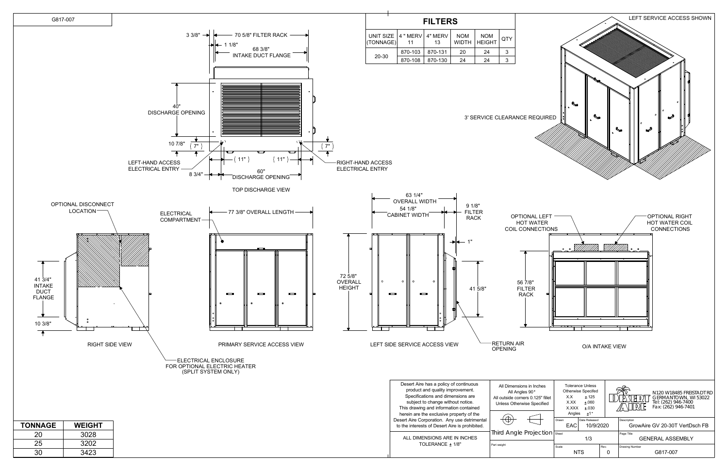G817-007

## FILTERS

| UNIT SIZE (TONNAGE) | 4 " MERV 11 | 4" MERV 13 | NOM WIDTH | NOM HEIGHT | QTY |
|---|---|---|---|---|---|
| 20-30 | 870-103 | 870-131 | 20 | 24 | 3 |
| | 870-108 | 870-130 | 24 | 24 | 3 |

LEFT SERVICE ACCESS SHOWN

3' SERVICE CLEARANCE REQUIRED

3 3/8"
70 5/8" FILTER RACK
1 1/8"
68 3/8" INTAKE DUCT FLANGE
40" DISCHARGE OPENING
10 7/8"
( 7" )
( 11" )
( 11" )
( 7" )
LEFT-HAND ACCESS ELECTRICAL ENTRY
RIGHT-HAND ACCESS ELECTRICAL ENTRY
8 3/4"
60" DISCHARGE OPENING

TOP DISCHARGE VIEW

OPTIONAL DISCONNECT LOCATION
ELECTRICAL COMPARTMENT
77 3/8" OVERALL LENGTH
41 3/4" INTAKE DUCT FLANGE
10 3/8"

RIGHT SIDE VIEW

PRIMARY SERVICE ACCESS VIEW

ELECTRICAL ENCLOSURE FOR OPTIONAL ELECTRIC HEATER (SPLIT SYSTEM ONLY)

63 1/4" OVERALL WIDTH
54 1/8" CABINET WIDTH
9 1/8" FILTER RACK
1"
72 5/8" OVERALL HEIGHT
41 5/8"

LEFT SIDE SERVICE ACCESS VIEW

RETURN AIR OPENING

OPTIONAL LEFT HOT WATER COIL CONNECTIONS
OPTIONAL RIGHT HOT WATER COIL CONNECTIONS
56 7/8" FILTER RACK

O/A INTAKE VIEW

| TONNAGE | WEIGHT |
|---|---|
| 20 | 3028 |
| 25 | 3202 |
| 30 | 3423 |

Desert Aire has a policy of continuous product and quality improvement. Specifications and dimensions are subject to change without notice. This drawing and information contained herein are the exclusive property of the Desert Aire Corporation. Any use detrimental to the interests of Desert Aire is prohibited.

ALL DIMENSIONS ARE IN INCHES
TOLERANCE ± 1/8"

All Dimensions in Inches
All Angles 90°
All outside corners 0.125" fillet
Unless Otherwise Specified

Third Angle Projection

Part weight

Tolerance Unless Otherwise Specifed
X.X ±.125
X.XX ±.060
X.XXX ±.030
Angles ±1°

| Drawn | Date Released |
|---|---|
| EAC | 10/9/2020 |

Sheet: 1/3

Scale: NTS
Rev.: 0

DESERT AIRE
N120 W18485 FREISTADT RD
GERMANTOWN, WI 53022
Tel: (262) 946-7400
Fax: (262) 946-7401

Description: GrowAire GV 20-30T VertDsch FB

Page Title: GENERAL ASSEMBLY

Drawing Number: G817-007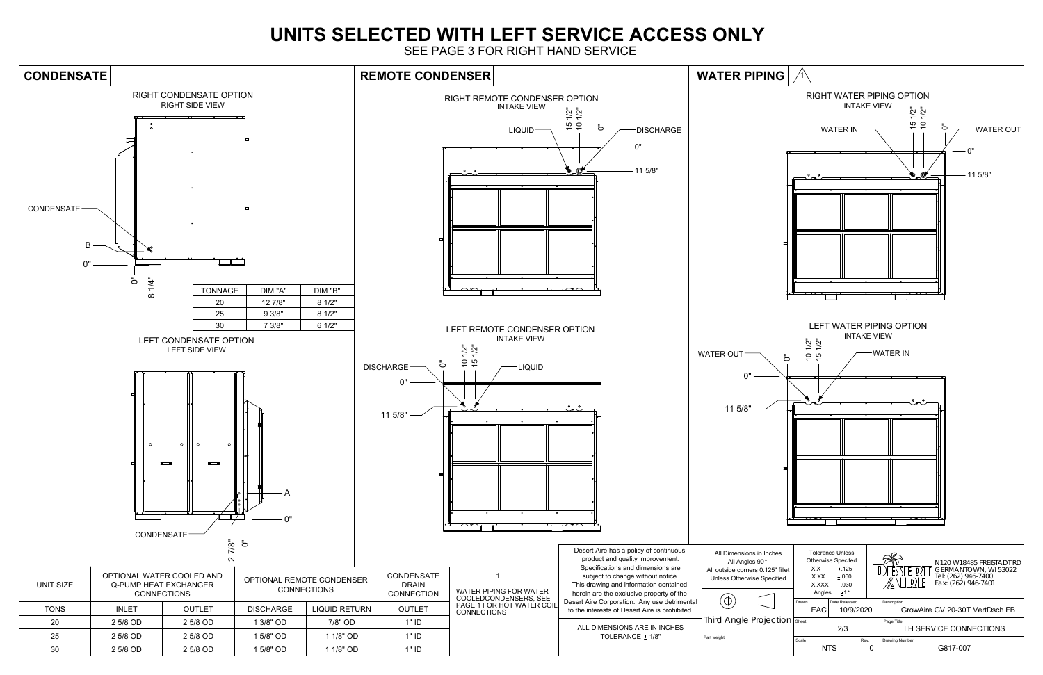# UNITS SELECTED WITH LEFT SERVICE ACCESS ONLY

SEE PAGE 3 FOR RIGHT HAND SERVICE

## CONDENSATE

RIGHT CONDENSATE OPTION
RIGHT SIDE VIEW

CONDENSATE

B

0"

0"

8 1/4"

| TONNAGE | DIM "A" | DIM "B" |
|---|---|---|
| 20 | 12 7/8" | 8 1/2" |
| 25 | 9 3/8" | 8 1/2" |
| 30 | 7 3/8" | 6 1/2" |

LEFT CONDENSATE OPTION
LEFT SIDE VIEW

A

0"

CONDENSATE

2 7/8"

0"

## REMOTE CONDENSER

RIGHT REMOTE CONDENSER OPTION
INTAKE VIEW

LIQUID

15 1/2"

10 1/2"

0"

DISCHARGE

0"

11 5/8"

LEFT REMOTE CONDENSER OPTION
INTAKE VIEW

DISCHARGE

0"

10 1/2"

15 1/2"

LIQUID

0"

11 5/8"

## WATER PIPING

1

RIGHT WATER PIPING OPTION
INTAKE VIEW

WATER IN

15 1/2"

10 1/2"

0"

WATER OUT

0"

11 5/8"

LEFT WATER PIPING OPTION
INTAKE VIEW

WATER OUT

0"

10 1/2"

15 1/2"

WATER IN

0"

11 5/8"

| UNIT SIZE | OPTIONAL WATER COOLED AND Q-PUMP HEAT EXCHANGER CONNECTIONS | | OPTIONAL REMOTE CONDENSER CONNECTIONS | | CONDENSATE DRAIN CONNECTION |
|---|---|---|---|---|---|
| TONS | INLET | OUTLET | DISCHARGE | LIQUID RETURN | OUTLET |
| 20 | 2 5/8 OD | 2 5/8 OD | 1 3/8" OD | 7/8" OD | 1" ID |
| 25 | 2 5/8 OD | 2 5/8 OD | 1 5/8" OD | 1 1/8" OD | 1" ID |
| 30 | 2 5/8 OD | 2 5/8 OD | 1 5/8" OD | 1 1/8" OD | 1" ID |

1 — WATER PIPING FOR WATER COOLEDCONDENSERS, SEE PAGE 1 FOR HOT WATER COIL CONNECTIONS

Desert Aire has a policy of continuous product and quality improvement. Specifications and dimensions are subject to change without notice. This drawing and information contained herein are the exclusive property of the Desert Aire Corporation. Any use detrimental to the interests of Desert Aire is prohibited.

ALL DIMENSIONS ARE IN INCHES TOLERANCE ± 1/8"

All Dimensions in Inches
All Angles 90°
All outside corners 0.125" fillet
Unless Otherwise Specified

Third Angle Projection

Part weight

Tolerance Unless Otherwise Specifed
X.X ±.125
X.XX ±.060
X.XXX ±.030
Angles ±1°

Drawn: EAC | Date Released: 10/9/2020

Sheet: 2/3

Scale: NTS | Rev.: 0

DESERT AIRE
N120 W18485 FREISTADT RD
GERMANTOWN, WI 53022
Tel: (262) 946-7400
Fax: (262) 946-7401

Description: GrowAire GV 20-30T VertDsch FB

Page Title: LH SERVICE CONNECTIONS

Drawing Number: G817-007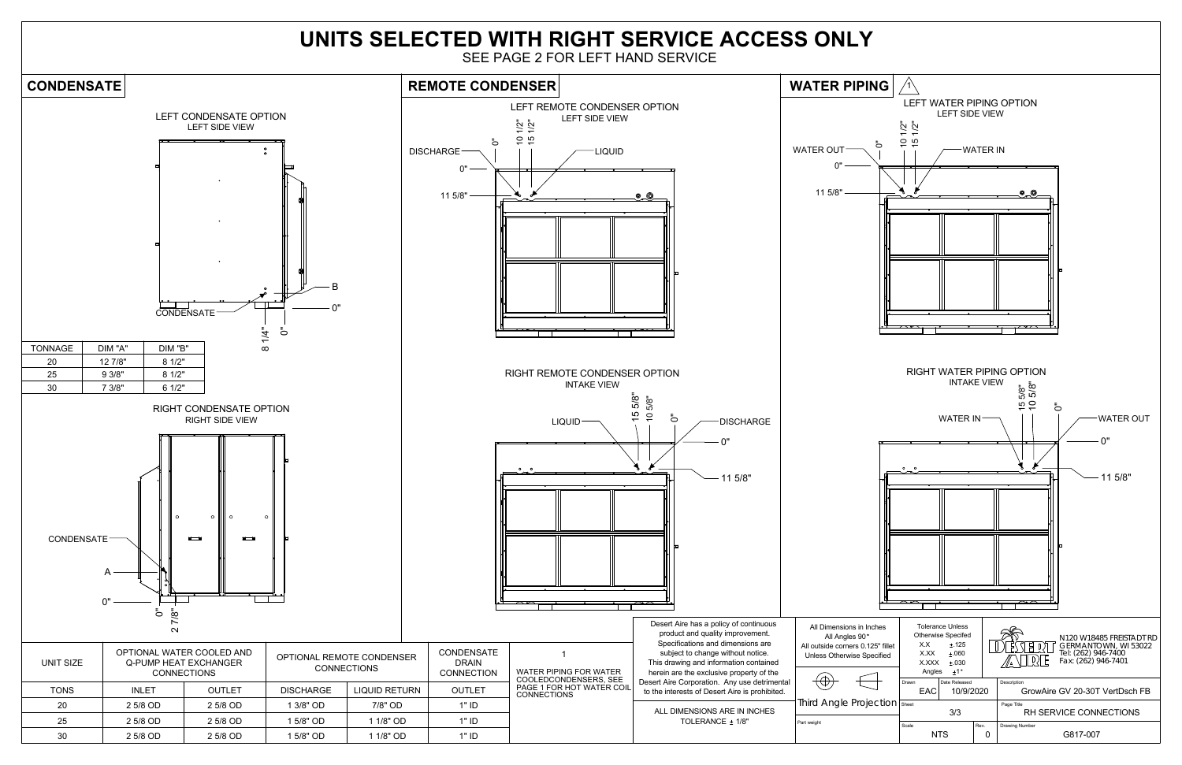# UNITS SELECTED WITH RIGHT SERVICE ACCESS ONLY

SEE PAGE 2 FOR LEFT HAND SERVICE

## CONDENSATE

LEFT CONDENSATE OPTION
LEFT SIDE VIEW

CONDENSATE
B
0"
8 1/4"
0"

| TONNAGE | DIM "A" | DIM "B" |
|---|---|---|
| 20 | 12 7/8" | 8 1/2" |
| 25 | 9 3/8" | 8 1/2" |
| 30 | 7 3/8" | 6 1/2" |

RIGHT CONDENSATE OPTION
RIGHT SIDE VIEW

CONDENSATE
A
0"
0"
2 7/8"

## REMOTE CONDENSER

LEFT REMOTE CONDENSER OPTION
LEFT SIDE VIEW

DISCHARGE
0"
10 1/2"
15 1/2"
LIQUID
0"
11 5/8"

RIGHT REMOTE CONDENSER OPTION
INTAKE VIEW

LIQUID
15 5/8"
10 5/8"
0"
DISCHARGE
0"
11 5/8"

## WATER PIPING

1

LEFT WATER PIPING OPTION
LEFT SIDE VIEW

WATER OUT
0"
10 1/2"
15 1/2"
WATER IN
0"
11 5/8"

RIGHT WATER PIPING OPTION
INTAKE VIEW

WATER IN
15 5/8"
10 5/8"
0"
WATER OUT
0"
11 5/8"

| UNIT SIZE | OPTIONAL WATER COOLED AND Q-PUMP HEAT EXCHANGER CONNECTIONS | | OPTIONAL REMOTE CONDENSER CONNECTIONS | | CONDENSATE DRAIN CONNECTION |
|---|---|---|---|---|---|
| TONS | INLET | OUTLET | DISCHARGE | LIQUID RETURN | OUTLET |
| 20 | 2 5/8 OD | 2 5/8 OD | 1 3/8" OD | 7/8" OD | 1" ID |
| 25 | 2 5/8 OD | 2 5/8 OD | 1 5/8" OD | 1 1/8" OD | 1" ID |
| 30 | 2 5/8 OD | 2 5/8 OD | 1 5/8" OD | 1 1/8" OD | 1" ID |

1 — WATER PIPING FOR WATER COOLEDCONDENSERS, SEE PAGE 1 FOR HOT WATER COIL CONNECTIONS

Desert Aire has a policy of continuous product and quality improvement. Specifications and dimensions are subject to change without notice. This drawing and information contained herein are the exclusive property of the Desert Aire Corporation. Any use detrimental to the interests of Desert Aire is prohibited.

ALL DIMENSIONS ARE IN INCHES
TOLERANCE ± 1/8"

All Dimensions in Inches
All Angles 90°
All outside corners 0.125" fillet
Unless Otherwise Specified

Third Angle Projection

Part weight

Tolerance Unless Otherwise Specifed
X.X ±.125
X.XX ±.060
X.XXX ±.030
Angles ±1°

Drawn: EAC | Date Released: 10/9/2020
Sheet: 3/3
Scale: NTS | Rev.: 0

DESERT AIRE
N120 W18485 FREISTADT RD
GERMANTOWN, WI 53022
Tel: (262) 946-7400
Fax: (262) 946-7401

Description: GrowAire GV 20-30T VertDsch FB
Page Title: RH SERVICE CONNECTIONS
Drawing Number: G817-007